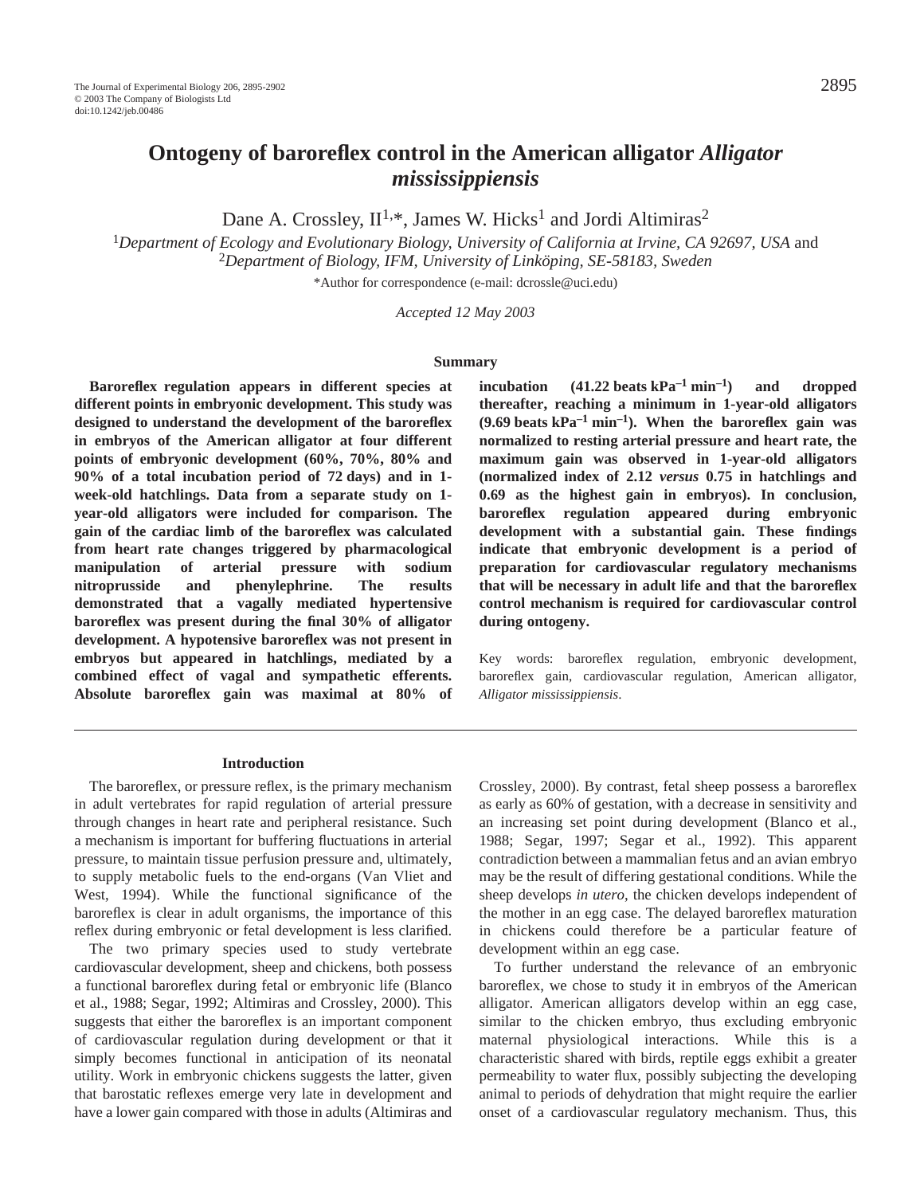# Ontogeny of baroreflex control in the American alligator *Alligator mississippiensis*

Dane A. Crossley, II[1,*], James W. Hicks[1] and Jordi Altimiras[2]

[1]*Department of Ecology and Evolutionary Biology, University of California at Irvine, CA 92697, USA* and [2]*Department of Biology, IFM, University of Linköping, SE-58183, Sweden*

*Author for correspondence (e-mail: dcrossle@uci.edu)

*Accepted 12 May 2003*

## Summary

**Baroreflex regulation appears in different species at different points in embryonic development. This study was designed to understand the development of the baroreflex in embryos of the American alligator at four different points of embryonic development (60%, 70%, 80% and 90% of a total incubation period of 72 days) and in 1-week-old hatchlings. Data from a separate study on 1-year-old alligators were included for comparison. The gain of the cardiac limb of the baroreflex was calculated from heart rate changes triggered by pharmacological manipulation of arterial pressure with sodium nitroprusside and phenylephrine. The results demonstrated that a vagally mediated hypertensive baroreflex was present during the final 30% of alligator development. A hypotensive baroreflex was not present in embryos but appeared in hatchlings, mediated by a combined effect of vagal and sympathetic efferents. Absolute baroreflex gain was maximal at 80% of incubation (41.22 beats kPa$^{-1}$ min$^{-1}$) and dropped thereafter, reaching a minimum in 1-year-old alligators (9.69 beats kPa$^{-1}$ min$^{-1}$). When the baroreflex gain was normalized to resting arterial pressure and heart rate, the maximum gain was observed in 1-year-old alligators (normalized index of 2.12 *versus* 0.75 in hatchlings and 0.69 as the highest gain in embryos). In conclusion, baroreflex regulation appeared during embryonic development with a substantial gain. These findings indicate that embryonic development is a period of preparation for cardiovascular regulatory mechanisms that will be necessary in adult life and that the baroreflex control mechanism is required for cardiovascular control during ontogeny.**

Key words: baroreflex regulation, embryonic development, baroreflex gain, cardiovascular regulation, American alligator, *Alligator mississippiensis*.

## Introduction

The baroreflex, or pressure reflex, is the primary mechanism in adult vertebrates for rapid regulation of arterial pressure through changes in heart rate and peripheral resistance. Such a mechanism is important for buffering fluctuations in arterial pressure, to maintain tissue perfusion pressure and, ultimately, to supply metabolic fuels to the end-organs (Van Vliet and West, 1994). While the functional significance of the baroreflex is clear in adult organisms, the importance of this reflex during embryonic or fetal development is less clarified.

The two primary species used to study vertebrate cardiovascular development, sheep and chickens, both possess a functional baroreflex during fetal or embryonic life (Blanco et al., 1988; Segar, 1992; Altimiras and Crossley, 2000). This suggests that either the baroreflex is an important component of cardiovascular regulation during development or that it simply becomes functional in anticipation of its neonatal utility. Work in embryonic chickens suggests the latter, given that barostatic reflexes emerge very late in development and have a lower gain compared with those in adults (Altimiras and Crossley, 2000). By contrast, fetal sheep possess a baroreflex as early as 60% of gestation, with a decrease in sensitivity and an increasing set point during development (Blanco et al., 1988; Segar, 1997; Segar et al., 1992). This apparent contradiction between a mammalian fetus and an avian embryo may be the result of differing gestational conditions. While the sheep develops *in utero*, the chicken develops independent of the mother in an egg case. The delayed baroreflex maturation in chickens could therefore be a particular feature of development within an egg case.

To further understand the relevance of an embryonic baroreflex, we chose to study it in embryos of the American alligator. American alligators develop within an egg case, similar to the chicken embryo, thus excluding embryonic maternal physiological interactions. While this is a characteristic shared with birds, reptile eggs exhibit a greater permeability to water flux, possibly subjecting the developing animal to periods of dehydration that might require the earlier onset of a cardiovascular regulatory mechanism. Thus, this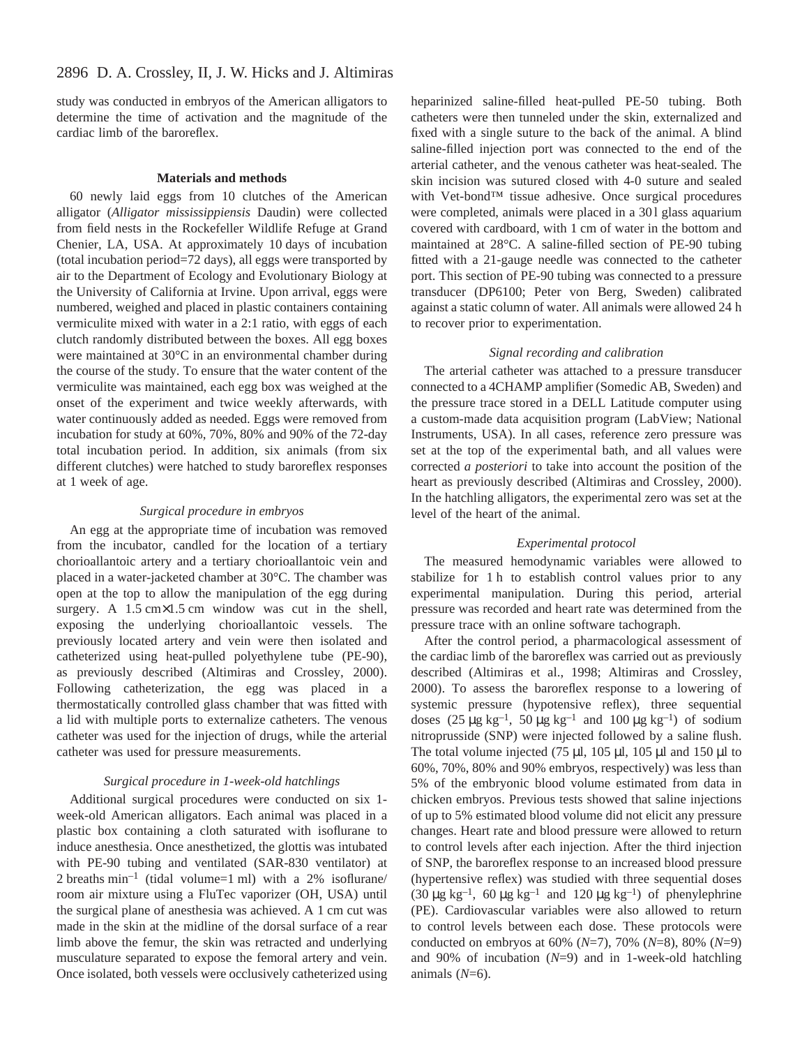study was conducted in embryos of the American alligators to determine the time of activation and the magnitude of the cardiac limb of the baroreflex.

## Materials and methods

60 newly laid eggs from 10 clutches of the American alligator (*Alligator mississippiensis* Daudin) were collected from field nests in the Rockefeller Wildlife Refuge at Grand Chenier, LA, USA. At approximately 10 days of incubation (total incubation period=72 days), all eggs were transported by air to the Department of Ecology and Evolutionary Biology at the University of California at Irvine. Upon arrival, eggs were numbered, weighed and placed in plastic containers containing vermiculite mixed with water in a 2:1 ratio, with eggs of each clutch randomly distributed between the boxes. All egg boxes were maintained at 30°C in an environmental chamber during the course of the study. To ensure that the water content of the vermiculite was maintained, each egg box was weighed at the onset of the experiment and twice weekly afterwards, with water continuously added as needed. Eggs were removed from incubation for study at 60%, 70%, 80% and 90% of the 72-day total incubation period. In addition, six animals (from six different clutches) were hatched to study baroreflex responses at 1 week of age.

### *Surgical procedure in embryos*

An egg at the appropriate time of incubation was removed from the incubator, candled for the location of a tertiary chorioallantoic artery and a tertiary chorioallantoic vein and placed in a water-jacketed chamber at 30°C. The chamber was open at the top to allow the manipulation of the egg during surgery. A 1.5 cm×1.5 cm window was cut in the shell, exposing the underlying chorioallantoic vessels. The previously located artery and vein were then isolated and catheterized using heat-pulled polyethylene tube (PE-90), as previously described (Altimiras and Crossley, 2000). Following catheterization, the egg was placed in a thermostatically controlled glass chamber that was fitted with a lid with multiple ports to externalize catheters. The venous catheter was used for the injection of drugs, while the arterial catheter was used for pressure measurements.

### *Surgical procedure in 1-week-old hatchlings*

Additional surgical procedures were conducted on six 1-week-old American alligators. Each animal was placed in a plastic box containing a cloth saturated with isoflurane to induce anesthesia. Once anesthetized, the glottis was intubated with PE-90 tubing and ventilated (SAR-830 ventilator) at 2 breaths $min^{-1}$ (tidal volume=1 ml) with a 2% isoflurane/ room air mixture using a FluTec vaporizer (OH, USA) until the surgical plane of anesthesia was achieved. A 1 cm cut was made in the skin at the midline of the dorsal surface of a rear limb above the femur, the skin was retracted and underlying musculature separated to expose the femoral artery and vein. Once isolated, both vessels were occlusively catheterized using heparinized saline-filled heat-pulled PE-50 tubing. Both catheters were then tunneled under the skin, externalized and fixed with a single suture to the back of the animal. A blind saline-filled injection port was connected to the end of the arterial catheter, and the venous catheter was heat-sealed. The skin incision was sutured closed with 4-0 suture and sealed with Vet-bond™ tissue adhesive. Once surgical procedures were completed, animals were placed in a 30 l glass aquarium covered with cardboard, with 1 cm of water in the bottom and maintained at 28°C. A saline-filled section of PE-90 tubing fitted with a 21-gauge needle was connected to the catheter port. This section of PE-90 tubing was connected to a pressure transducer (DP6100; Peter von Berg, Sweden) calibrated against a static column of water. All animals were allowed 24 h to recover prior to experimentation.

### *Signal recording and calibration*

The arterial catheter was attached to a pressure transducer connected to a 4CHAMP amplifier (Somedic AB, Sweden) and the pressure trace stored in a DELL Latitude computer using a custom-made data acquisition program (LabView; National Instruments, USA). In all cases, reference zero pressure was set at the top of the experimental bath, and all values were corrected *a posteriori* to take into account the position of the heart as previously described (Altimiras and Crossley, 2000). In the hatchling alligators, the experimental zero was set at the level of the heart of the animal.

### *Experimental protocol*

The measured hemodynamic variables were allowed to stabilize for 1 h to establish control values prior to any experimental manipulation. During this period, arterial pressure was recorded and heart rate was determined from the pressure trace with an online software tachograph.

After the control period, a pharmacological assessment of the cardiac limb of the baroreflex was carried out as previously described (Altimiras et al., 1998; Altimiras and Crossley, 2000). To assess the baroreflex response to a lowering of systemic pressure (hypotensive reflex), three sequential doses (25 μg $kg^{-1}$, 50 μg $kg^{-1}$ and 100 μg $kg^{-1}$) of sodium nitroprusside (SNP) were injected followed by a saline flush. The total volume injected (75 μl, 105 μl, 105 μl and 150 μl to 60%, 70%, 80% and 90% embryos, respectively) was less than 5% of the embryonic blood volume estimated from data in chicken embryos. Previous tests showed that saline injections of up to 5% estimated blood volume did not elicit any pressure changes. Heart rate and blood pressure were allowed to return to control levels after each injection. After the third injection of SNP, the baroreflex response to an increased blood pressure (hypertensive reflex) was studied with three sequential doses (30 μg $kg^{-1}$, 60 μg $kg^{-1}$ and 120 μg $kg^{-1}$) of phenylephrine (PE). Cardiovascular variables were also allowed to return to control levels between each dose. These protocols were conducted on embryos at 60% ($N$=7), 70% ($N$=8), 80% ($N$=9) and 90% of incubation ($N$=9) and in 1-week-old hatchling animals ($N$=6).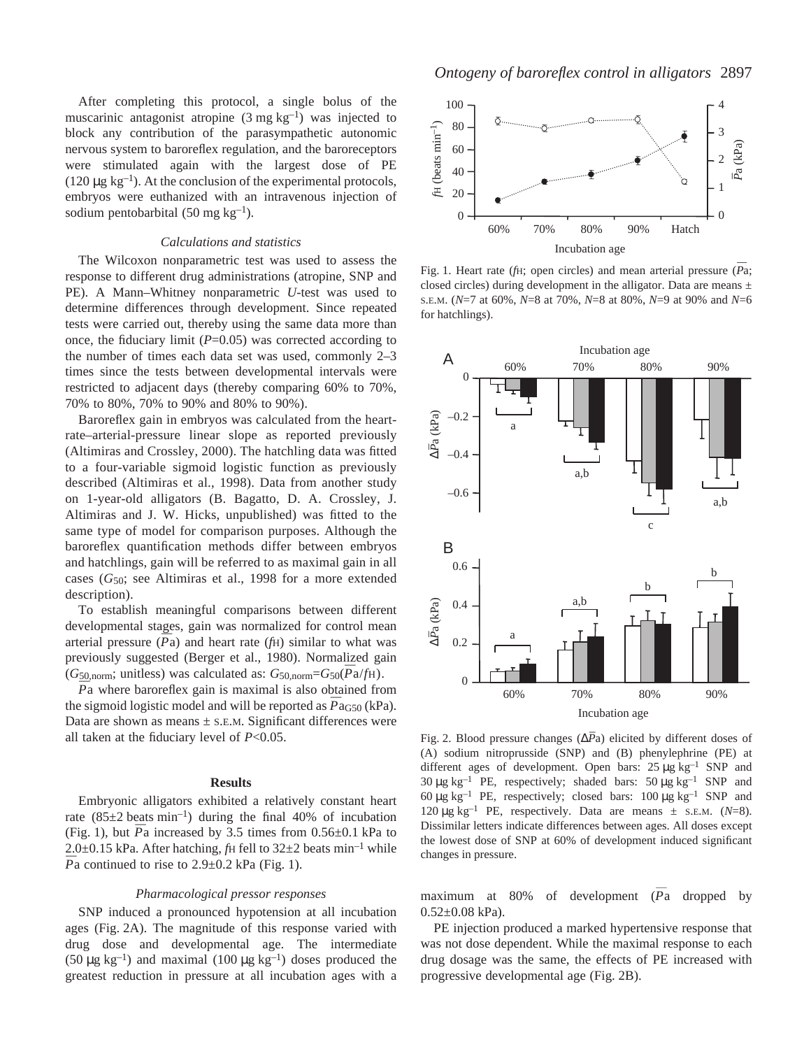After completing this protocol, a single bolus of the muscarinic antagonist atropine ($3\ mg\ kg^{-1}$) was injected to block any contribution of the parasympathetic autonomic nervous system to baroreflex regulation, and the baroreceptors were stimulated again with the largest dose of PE ($120\ \mu g\ kg^{-1}$). At the conclusion of the experimental protocols, embryos were euthanized with an intravenous injection of sodium pentobarbital ($50\ mg\ kg^{-1}$).

### *Calculations and statistics*

The Wilcoxon nonparametric test was used to assess the response to different drug administrations (atropine, SNP and PE). A Mann–Whitney nonparametric *U*-test was used to determine differences through development. Since repeated tests were carried out, thereby using the same data more than once, the fiduciary limit ($P$=0.05) was corrected according to the number of times each data set was used, commonly 2–3 times since the tests between developmental intervals were restricted to adjacent days (thereby comparing 60% to 70%, 70% to 80%, 70% to 90% and 80% to 90%).

Baroreflex gain in embryos was calculated from the heart-rate–arterial-pressure linear slope as reported previously (Altimiras and Crossley, 2000). The hatchling data was fitted to a four-variable sigmoid logistic function as previously described (Altimiras et al., 1998). Data from another study on 1-year-old alligators (B. Bagatto, D. A. Crossley, J. Altimiras and J. W. Hicks, unpublished) was fitted to the same type of model for comparison purposes. Although the baroreflex quantification methods differ between embryos and hatchlings, gain will be referred to as maximal gain in all cases ($G_{50}$; see Altimiras et al., 1998 for a more extended description).

To establish meaningful comparisons between different developmental stages, gain was normalized for control mean arterial pressure ($\bar{P}a$) and heart rate ($f_H$) similar to what was previously suggested (Berger et al., 1980). Normalized gain ($G_{50,norm}$; unitless) was calculated as: $G_{50,norm}=G_{50}(\bar{P}a/f_H)$.

$\bar{P}a$ where baroreflex gain is maximal is also obtained from the sigmoid logistic model and will be reported as $\bar{P}a_{G50}$ (kPa). Data are shown as means ± S.E.M. Significant differences were all taken at the fiduciary level of $P$<0.05.

## Results

Embryonic alligators exhibited a relatively constant heart rate (85±2 beats $min^{-1}$) during the final 40% of incubation (Fig. 1), but $\bar{P}a$ increased by 3.5 times from 0.56±0.1 kPa to 2.0±0.15 kPa. After hatching, $f_H$ fell to 32±2 beats $min^{-1}$ while $\bar{P}a$ continued to rise to 2.9±0.2 kPa (Fig. 1).

### *Pharmacological pressor responses*

SNP induced a pronounced hypotension at all incubation ages (Fig. 2A). The magnitude of this response varied with drug dose and developmental age. The intermediate ($50\ \mu g\ kg^{-1}$) and maximal ($100\ \mu g\ kg^{-1}$) doses produced the greatest reduction in pressure at all incubation ages with a maximum at 80% of development ($\bar{P}a$ dropped by 0.52±0.08 kPa).

PE injection produced a marked hypertensive response that was not dose dependent. While the maximal response to each drug dosage was the same, the effects of PE increased with progressive developmental age (Fig. 2B).

Fig. 1. Heart rate ($f_H$; open circles) and mean arterial pressure ($\bar{P}a$; closed circles) during development in the alligator. Data are means ± S.E.M. ($N$=7 at 60%, $N$=8 at 70%, $N$=8 at 80%, $N$=9 at 90% and $N$=6 for hatchlings).

Fig. 2. Blood pressure changes ($\Delta\bar{P}a$) elicited by different doses of (A) sodium nitroprusside (SNP) and (B) phenylephrine (PE) at different ages of development. Open bars: $25\ \mu g\ kg^{-1}$ SNP and $30\ \mu g\ kg^{-1}$ PE, respectively; shaded bars: $50\ \mu g\ kg^{-1}$ SNP and $60\ \mu g\ kg^{-1}$ PE, respectively; closed bars: $100\ \mu g\ kg^{-1}$ SNP and $120\ \mu g\ kg^{-1}$ PE, respectively. Data are means ± S.E.M. ($N$=8). Dissimilar letters indicate differences between ages. All doses except the lowest dose of SNP at 60% of development induced significant changes in pressure.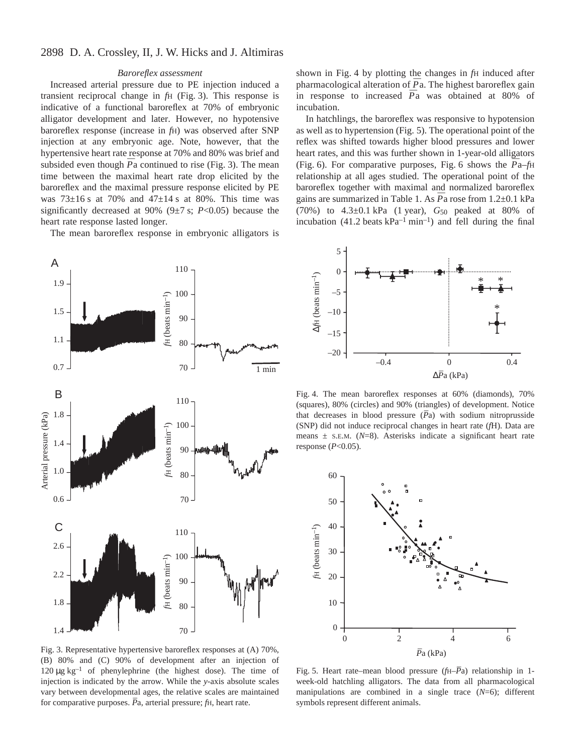### *Baroreflex assessment*

Increased arterial pressure due to PE injection induced a transient reciprocal change in $f_H$ (Fig. 3). This response is indicative of a functional baroreflex at 70% of embryonic alligator development and later. However, no hypotensive baroreflex response (increase in $f_H$) was observed after SNP injection at any embryonic age. Note, however, that the hypertensive heart rate response at 70% and 80% was brief and subsided even though $\bar{P}a$ continued to rise (Fig. 3). The mean time between the maximal heart rate drop elicited by the baroreflex and the maximal pressure response elicited by PE was 73±16 s at 70% and 47±14 s at 80%. This time was significantly decreased at 90% (9±7 s; $P<0.05$) because the heart rate response lasted longer.

The mean baroreflex response in embryonic alligators is shown in Fig. 4 by plotting the changes in $f_H$ induced after pharmacological alteration of $\bar{P}a$. The highest baroreflex gain in response to increased $\bar{P}a$ was obtained at 80% of incubation.

In hatchlings, the baroreflex was responsive to hypotension as well as to hypertension (Fig. 5). The operational point of the reflex was shifted towards higher blood pressures and lower heart rates, and this was further shown in 1-year-old alligators (Fig. 6). For comparative purposes, Fig. 6 shows the $\bar{P}a$–$f_H$ relationship at all ages studied. The operational point of the baroreflex together with maximal and normalized baroreflex gains are summarized in Table 1. As $\bar{P}a$ rose from 1.2±0.1 kPa (70%) to 4.3±0.1 kPa (1 year), $G_{50}$ peaked at 80% of incubation (41.2 beats $kPa^{-1}$ $min^{-1}$) and fell during the final

Fig. 3. Representative hypertensive baroreflex responses at (A) 70%, (B) 80% and (C) 90% of development after an injection of 120 μg $kg^{-1}$ of phenylephrine (the highest dose). The time of injection is indicated by the arrow. While the *y*-axis absolute scales vary between developmental ages, the relative scales are maintained for comparative purposes. $\bar{P}a$, arterial pressure; $f_H$, heart rate.

Fig. 4. The mean baroreflex responses at 60% (diamonds), 70% (squares), 80% (circles) and 90% (triangles) of development. Notice that decreases in blood pressure ($\bar{P}a$) with sodium nitroprusside (SNP) did not induce reciprocal changes in heart rate ($f_H$). Data are means ± S.E.M. ($N$=8). Asterisks indicate a significant heart rate response ($P<0.05$).

Fig. 5. Heart rate–mean blood pressure ($f_H$–$\bar{P}a$) relationship in 1-week-old hatchling alligators. The data from all pharmacological manipulations are combined in a single trace ($N$=6); different symbols represent different animals.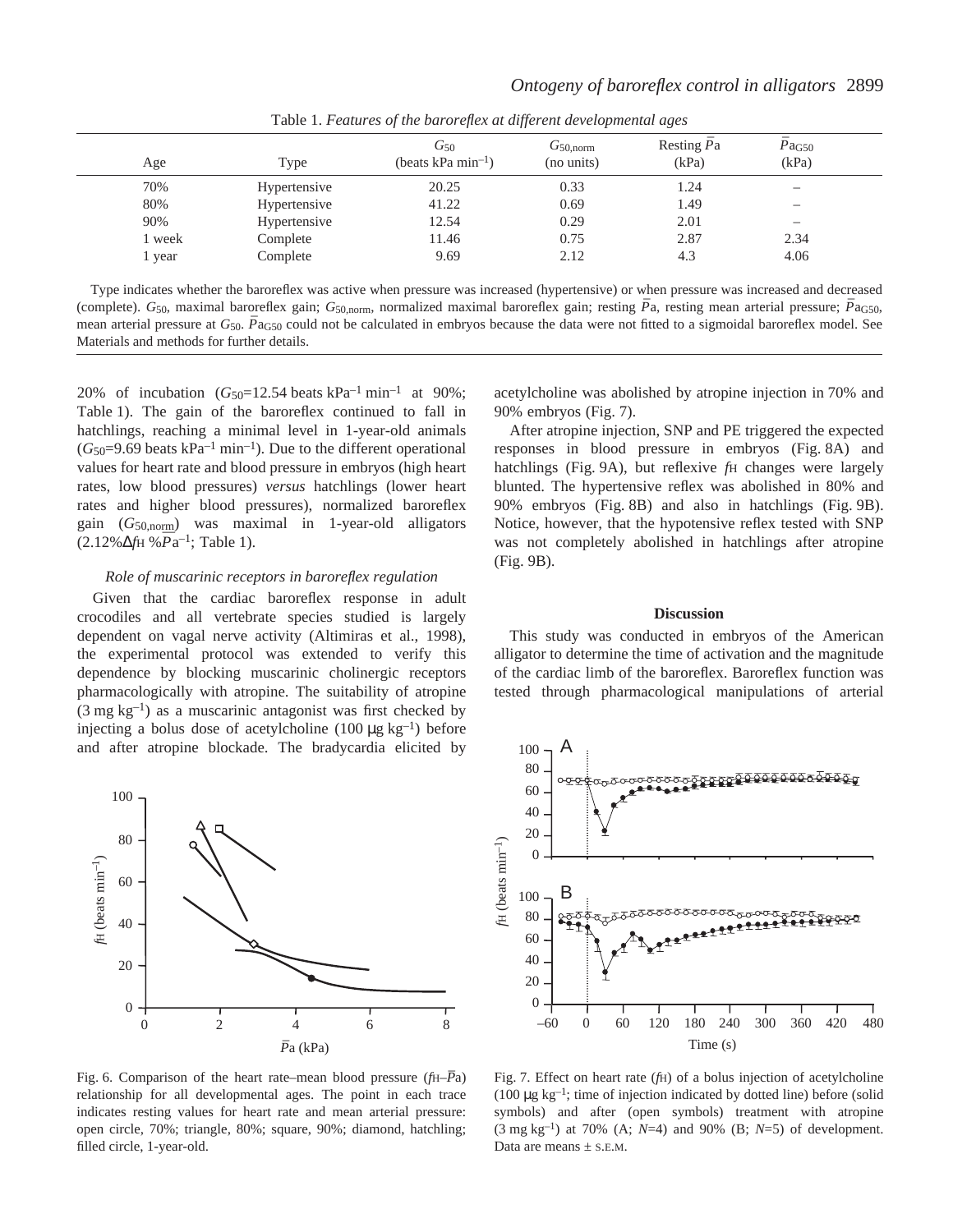Table 1. *Features of the baroreflex at different developmental ages*

| Age | Type | $G_{50}$ (beats kPa min$^{-1}$) | $G_{50,norm}$ (no units) | Resting $\bar{P}$a (kPa) | $\bar{P}a_{G50}$ (kPa) |
|---|---|---|---|---|---|
| 70% | Hypertensive | 20.25 | 0.33 | 1.24 | – |
| 80% | Hypertensive | 41.22 | 0.69 | 1.49 | – |
| 90% | Hypertensive | 12.54 | 0.29 | 2.01 | – |
| 1 week | Complete | 11.46 | 0.75 | 2.87 | 2.34 |
| 1 year | Complete | 9.69 | 2.12 | 4.3 | 4.06 |

Type indicates whether the baroreflex was active when pressure was increased (hypertensive) or when pressure was increased and decreased (complete). $G_{50}$, maximal baroreflex gain; $G_{50,norm}$, normalized maximal baroreflex gain; resting $\bar{P}$a, resting mean arterial pressure; $\bar{P}a_{G50}$, mean arterial pressure at $G_{50}$. $\bar{P}a_{G50}$ could not be calculated in embryos because the data were not fitted to a sigmoidal baroreflex model. See Materials and methods for further details.

20% of incubation ($G_{50}$=12.54 beats kPa$^{-1}$ min$^{-1}$ at 90%; Table 1). The gain of the baroreflex continued to fall in hatchlings, reaching a minimal level in 1-year-old animals ($G_{50}$=9.69 beats kPa$^{-1}$ min$^{-1}$). Due to the different operational values for heart rate and blood pressure in embryos (high heart rates, low blood pressures) *versus* hatchlings (lower heart rates and higher blood pressures), normalized baroreflex gain ($G_{50,norm}$) was maximal in 1-year-old alligators (2.12%$\Delta f_H$ %$\bar{P}$a$^{-1}$; Table 1).

### *Role of muscarinic receptors in baroreflex regulation*

Given that the cardiac baroreflex response in adult crocodiles and all vertebrate species studied is largely dependent on vagal nerve activity (Altimiras et al., 1998), the experimental protocol was extended to verify this dependence by blocking muscarinic cholinergic receptors pharmacologically with atropine. The suitability of atropine (3 mg kg$^{-1}$) as a muscarinic antagonist was first checked by injecting a bolus dose of acetylcholine (100 μg kg$^{-1}$) before and after atropine blockade. The bradycardia elicited by acetylcholine was abolished by atropine injection in 70% and 90% embryos (Fig. 7).

After atropine injection, SNP and PE triggered the expected responses in blood pressure in embryos (Fig. 8A) and hatchlings (Fig. 9A), but reflexive $f_H$ changes were largely blunted. The hypertensive reflex was abolished in 80% and 90% embryos (Fig. 8B) and also in hatchlings (Fig. 9B). Notice, however, that the hypotensive reflex tested with SNP was not completely abolished in hatchlings after atropine (Fig. 9B).

## Discussion

This study was conducted in embryos of the American alligator to determine the time of activation and the magnitude of the cardiac limb of the baroreflex. Baroreflex function was tested through pharmacological manipulations of arterial

Fig. 6. Comparison of the heart rate–mean blood pressure ($f_H$–$\bar{P}$a) relationship for all developmental ages. The point in each trace indicates resting values for heart rate and mean arterial pressure: open circle, 70%; triangle, 80%; square, 90%; diamond, hatchling; filled circle, 1-year-old.

Fig. 7. Effect on heart rate ($f_H$) of a bolus injection of acetylcholine (100 μg kg$^{-1}$; time of injection indicated by dotted line) before (solid symbols) and after (open symbols) treatment with atropine (3 mg kg$^{-1}$) at 70% (A; $N$=4) and 90% (B; $N$=5) of development. Data are means ± S.E.M.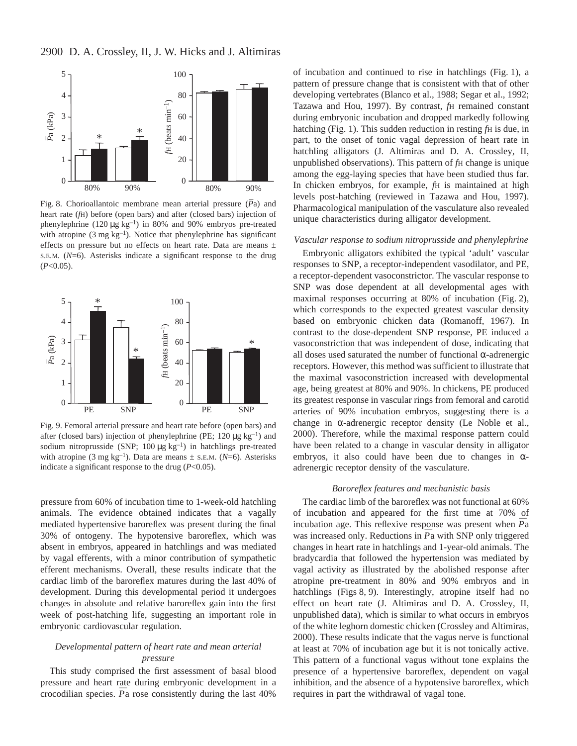Fig. 8. Chorioallantoic membrane mean arterial pressure ($\bar{P}$a) and heart rate ($f_H$) before (open bars) and after (closed bars) injection of phenylephrine (120 μg kg$^{-1}$) in 80% and 90% embryos pre-treated with atropine (3 mg kg$^{-1}$). Notice that phenylephrine has significant effects on pressure but no effects on heart rate. Data are means ± S.E.M. ($N$=6). Asterisks indicate a significant response to the drug ($P$<0.05).

Fig. 9. Femoral arterial pressure and heart rate before (open bars) and after (closed bars) injection of phenylephrine (PE; 120 μg kg$^{-1}$) and sodium nitroprusside (SNP; 100 μg kg$^{-1}$) in hatchlings pre-treated with atropine (3 mg kg$^{-1}$). Data are means ± S.E.M. ($N$=6). Asterisks indicate a significant response to the drug ($P$<0.05).

pressure from 60% of incubation time to 1-week-old hatchling animals. The evidence obtained indicates that a vagally mediated hypertensive baroreflex was present during the final 30% of ontogeny. The hypotensive baroreflex, which was absent in embryos, appeared in hatchlings and was mediated by vagal efferents, with a minor contribution of sympathetic efferent mechanisms. Overall, these results indicate that the cardiac limb of the baroreflex matures during the last 40% of development. During this developmental period it undergoes changes in absolute and relative baroreflex gain into the first week of post-hatching life, suggesting an important role in embryonic cardiovascular regulation.

### *Developmental pattern of heart rate and mean arterial pressure*

This study comprised the first assessment of basal blood pressure and heart rate during embryonic development in a crocodilian species. $\bar{P}$a rose consistently during the last 40% of incubation and continued to rise in hatchlings (Fig. 1), a pattern of pressure change that is consistent with that of other developing vertebrates (Blanco et al., 1988; Segar et al., 1992; Tazawa and Hou, 1997). By contrast, $f_H$ remained constant during embryonic incubation and dropped markedly following hatching (Fig. 1). This sudden reduction in resting $f_H$ is due, in part, to the onset of tonic vagal depression of heart rate in hatchling alligators (J. Altimiras and D. A. Crossley, II, unpublished observations). This pattern of $f_H$ change is unique among the egg-laying species that have been studied thus far. In chicken embryos, for example, $f_H$ is maintained at high levels post-hatching (reviewed in Tazawa and Hou, 1997). Pharmacological manipulation of the vasculature also revealed unique characteristics during alligator development.

### *Vascular response to sodium nitroprusside and phenylephrine*

Embryonic alligators exhibited the typical 'adult' vascular responses to SNP, a receptor-independent vasodilator, and PE, a receptor-dependent vasoconstrictor. The vascular response to SNP was dose dependent at all developmental ages with maximal responses occurring at 80% of incubation (Fig. 2), which corresponds to the expected greatest vascular density based on embryonic chicken data (Romanoff, 1967). In contrast to the dose-dependent SNP response, PE induced a vasoconstriction that was independent of dose, indicating that all doses used saturated the number of functional α-adrenergic receptors. However, this method was sufficient to illustrate that the maximal vasoconstriction increased with developmental age, being greatest at 80% and 90%. In chickens, PE produced its greatest response in vascular rings from femoral and carotid arteries of 90% incubation embryos, suggesting there is a change in α-adrenergic receptor density (Le Noble et al., 2000). Therefore, while the maximal response pattern could have been related to a change in vascular density in alligator embryos, it also could have been due to changes in α-adrenergic receptor density of the vasculature.

### *Baroreflex features and mechanistic basis*

The cardiac limb of the baroreflex was not functional at 60% of incubation and appeared for the first time at 70% of incubation age. This reflexive response was present when $\bar{P}$a was increased only. Reductions in $\bar{P}$a with SNP only triggered changes in heart rate in hatchlings and 1-year-old animals. The bradycardia that followed the hypertension was mediated by vagal activity as illustrated by the abolished response after atropine pre-treatment in 80% and 90% embryos and in hatchlings (Figs 8, 9). Interestingly, atropine itself had no effect on heart rate (J. Altimiras and D. A. Crossley, II, unpublished data), which is similar to what occurs in embryos of the white leghorn domestic chicken (Crossley and Altimiras, 2000). These results indicate that the vagus nerve is functional at least at 70% of incubation age but it is not tonically active. This pattern of a functional vagus without tone explains the presence of a hypertensive baroreflex, dependent on vagal inhibition, and the absence of a hypotensive baroreflex, which requires in part the withdrawal of vagal tone.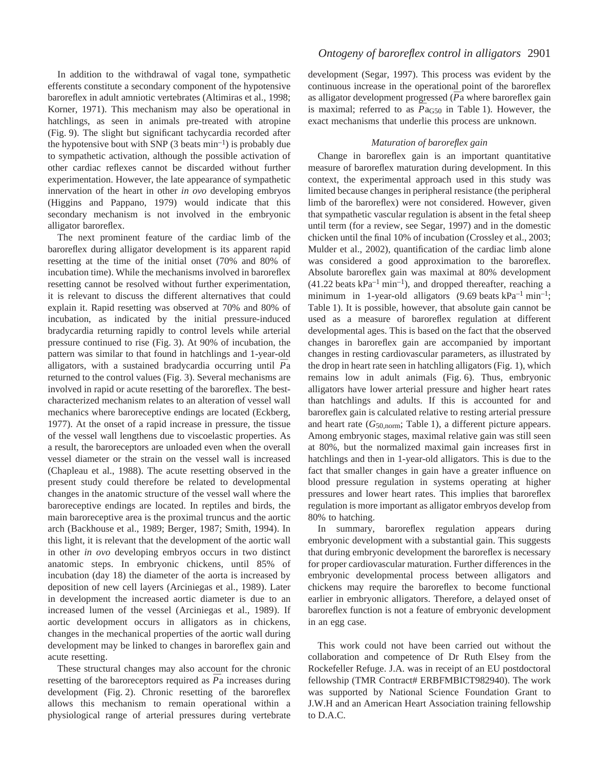In addition to the withdrawal of vagal tone, sympathetic efferents constitute a secondary component of the hypotensive baroreflex in adult amniotic vertebrates (Altimiras et al., 1998; Korner, 1971). This mechanism may also be operational in hatchlings, as seen in animals pre-treated with atropine (Fig. 9). The slight but significant tachycardia recorded after the hypotensive bout with SNP (3 beats $min^{-1}$) is probably due to sympathetic activation, although the possible activation of other cardiac reflexes cannot be discarded without further experimentation. However, the late appearance of sympathetic innervation of the heart in other *in ovo* developing embryos (Higgins and Pappano, 1979) would indicate that this secondary mechanism is not involved in the embryonic alligator baroreflex.

The next prominent feature of the cardiac limb of the baroreflex during alligator development is its apparent rapid resetting at the time of the initial onset (70% and 80% of incubation time). While the mechanisms involved in baroreflex resetting cannot be resolved without further experimentation, it is relevant to discuss the different alternatives that could explain it. Rapid resetting was observed at 70% and 80% of incubation, as indicated by the initial pressure-induced bradycardia returning rapidly to control levels while arterial pressure continued to rise (Fig. 3). At 90% of incubation, the pattern was similar to that found in hatchlings and 1-year-old alligators, with a sustained bradycardia occurring until $\bar{P}a$ returned to the control values (Fig. 3). Several mechanisms are involved in rapid or acute resetting of the baroreflex. The best-characterized mechanism relates to an alteration of vessel wall mechanics where baroreceptive endings are located (Eckberg, 1977). At the onset of a rapid increase in pressure, the tissue of the vessel wall lengthens due to viscoelastic properties. As a result, the baroreceptors are unloaded even when the overall vessel diameter or the strain on the vessel wall is increased (Chapleau et al., 1988). The acute resetting observed in the present study could therefore be related to developmental changes in the anatomic structure of the vessel wall where the baroreceptive endings are located. In reptiles and birds, the main baroreceptive area is the proximal truncus and the aortic arch (Backhouse et al., 1989; Berger, 1987; Smith, 1994). In this light, it is relevant that the development of the aortic wall in other *in ovo* developing embryos occurs in two distinct anatomic steps. In embryonic chickens, until 85% of incubation (day 18) the diameter of the aorta is increased by deposition of new cell layers (Arciniegas et al., 1989). Later in development the increased aortic diameter is due to an increased lumen of the vessel (Arciniegas et al., 1989). If aortic development occurs in alligators as in chickens, changes in the mechanical properties of the aortic wall during development may be linked to changes in baroreflex gain and acute resetting.

These structural changes may also account for the chronic resetting of the baroreceptors required as $\bar{P}a$ increases during development (Fig. 2). Chronic resetting of the baroreflex allows this mechanism to remain operational within a physiological range of arterial pressures during vertebrate development (Segar, 1997). This process was evident by the continuous increase in the operational point of the baroreflex as alligator development progressed ($\bar{P}a$ where baroreflex gain is maximal; referred to as $\bar{P}a_{G50}$ in Table 1). However, the exact mechanisms that underlie this process are unknown.

### *Maturation of baroreflex gain*

Change in baroreflex gain is an important quantitative measure of baroreflex maturation during development. In this context, the experimental approach used in this study was limited because changes in peripheral resistance (the peripheral limb of the baroreflex) were not considered. However, given that sympathetic vascular regulation is absent in the fetal sheep until term (for a review, see Segar, 1997) and in the domestic chicken until the final 10% of incubation (Crossley et al., 2003; Mulder et al., 2002), quantification of the cardiac limb alone was considered a good approximation to the baroreflex. Absolute baroreflex gain was maximal at 80% development (41.22 beats $kPa^{-1}$ $min^{-1}$), and dropped thereafter, reaching a minimum in 1-year-old alligators (9.69 beats $kPa^{-1}$ $min^{-1}$; Table 1). It is possible, however, that absolute gain cannot be used as a measure of baroreflex regulation at different developmental ages. This is based on the fact that the observed changes in baroreflex gain are accompanied by important changes in resting cardiovascular parameters, as illustrated by the drop in heart rate seen in hatchling alligators (Fig. 1), which remains low in adult animals (Fig. 6). Thus, embryonic alligators have lower arterial pressure and higher heart rates than hatchlings and adults. If this is accounted for and baroreflex gain is calculated relative to resting arterial pressure and heart rate ($G_{50,norm}$; Table 1), a different picture appears. Among embryonic stages, maximal relative gain was still seen at 80%, but the normalized maximal gain increases first in hatchlings and then in 1-year-old alligators. This is due to the fact that smaller changes in gain have a greater influence on blood pressure regulation in systems operating at higher pressures and lower heart rates. This implies that baroreflex regulation is more important as alligator embryos develop from 80% to hatching.

In summary, baroreflex regulation appears during embryonic development with a substantial gain. This suggests that during embryonic development the baroreflex is necessary for proper cardiovascular maturation. Further differences in the embryonic developmental process between alligators and chickens may require the baroreflex to become functional earlier in embryonic alligators. Therefore, a delayed onset of baroreflex function is not a feature of embryonic development in an egg case.

This work could not have been carried out without the collaboration and competence of Dr Ruth Elsey from the Rockefeller Refuge. J.A. was in receipt of an EU postdoctoral fellowship (TMR Contract# ERBFMBICT982940). The work was supported by National Science Foundation Grant to J.W.H and an American Heart Association training fellowship to D.A.C.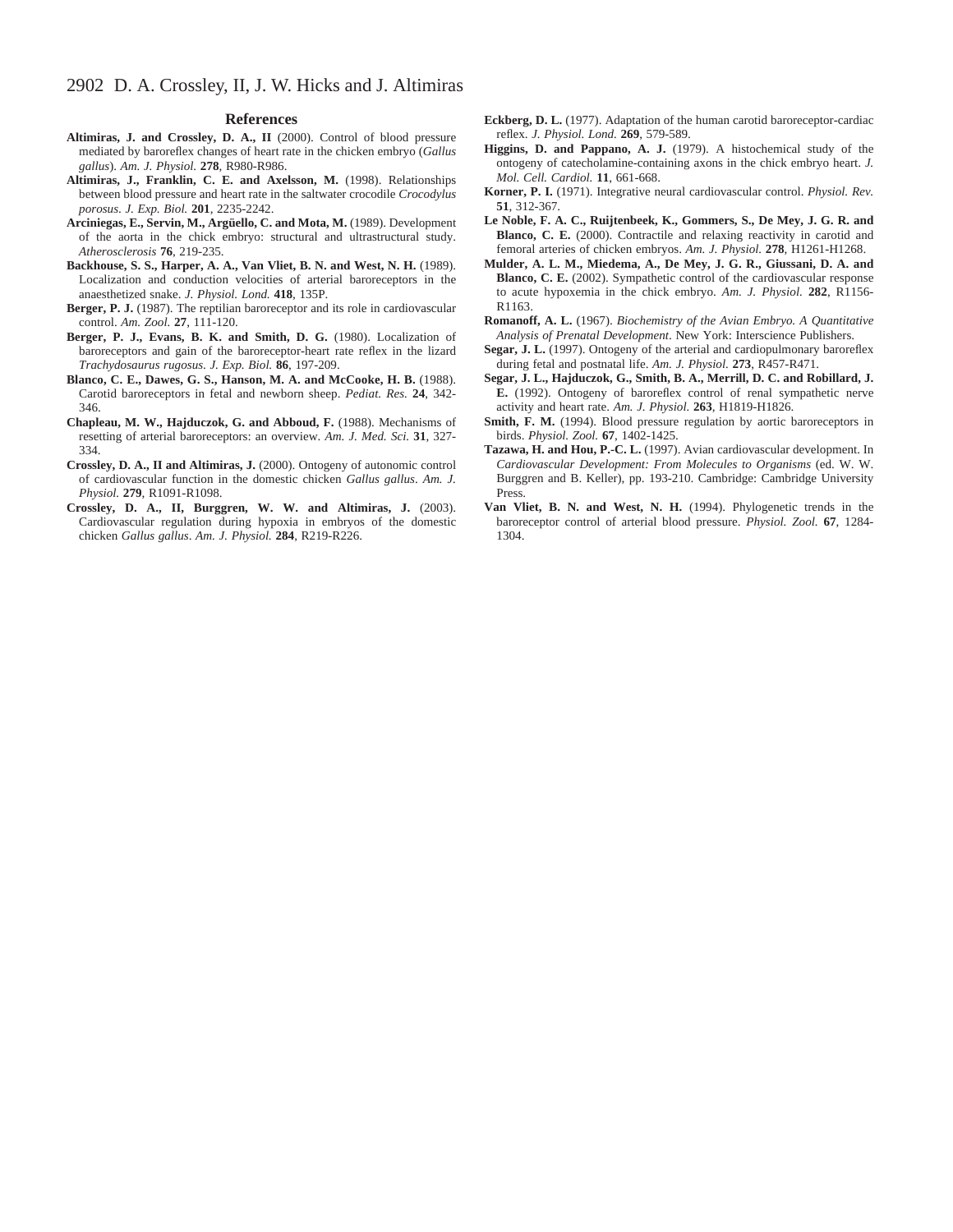## References

**Altimiras, J. and Crossley, D. A., II** (2000). Control of blood pressure mediated by baroreflex changes of heart rate in the chicken embryo (*Gallus gallus*). *Am. J. Physiol.* **278**, R980-R986.

**Altimiras, J., Franklin, C. E. and Axelsson, M.** (1998). Relationships between blood pressure and heart rate in the saltwater crocodile *Crocodylus porosus*. *J. Exp. Biol.* **201**, 2235-2242.

**Arciniegas, E., Servin, M., Argüello, C. and Mota, M.** (1989). Development of the aorta in the chick embryo: structural and ultrastructural study. *Atherosclerosis* **76**, 219-235.

**Backhouse, S. S., Harper, A. A., Van Vliet, B. N. and West, N. H.** (1989). Localization and conduction velocities of arterial baroreceptors in the anaesthetized snake. *J. Physiol. Lond.* **418**, 135P.

**Berger, P. J.** (1987). The reptilian baroreceptor and its role in cardiovascular control. *Am. Zool.* **27**, 111-120.

**Berger, P. J., Evans, B. K. and Smith, D. G.** (1980). Localization of baroreceptors and gain of the baroreceptor-heart rate reflex in the lizard *Trachydosaurus rugosus*. *J. Exp. Biol.* **86**, 197-209.

**Blanco, C. E., Dawes, G. S., Hanson, M. A. and McCooke, H. B.** (1988). Carotid baroreceptors in fetal and newborn sheep. *Pediat. Res.* **24**, 342-346.

**Chapleau, M. W., Hajduczok, G. and Abboud, F.** (1988). Mechanisms of resetting of arterial baroreceptors: an overview. *Am. J. Med. Sci.* **31**, 327-334.

**Crossley, D. A., II and Altimiras, J.** (2000). Ontogeny of autonomic control of cardiovascular function in the domestic chicken *Gallus gallus*. *Am. J. Physiol.* **279**, R1091-R1098.

**Crossley, D. A., II, Burggren, W. W. and Altimiras, J.** (2003). Cardiovascular regulation during hypoxia in embryos of the domestic chicken *Gallus gallus*. *Am. J. Physiol.* **284**, R219-R226.

**Eckberg, D. L.** (1977). Adaptation of the human carotid baroreceptor-cardiac reflex. *J. Physiol. Lond.* **269**, 579-589.

**Higgins, D. and Pappano, A. J.** (1979). A histochemical study of the ontogeny of catecholamine-containing axons in the chick embryo heart. *J. Mol. Cell. Cardiol.* **11**, 661-668.

**Korner, P. I.** (1971). Integrative neural cardiovascular control. *Physiol. Rev.* **51**, 312-367.

**Le Noble, F. A. C., Ruijtenbeek, K., Gommers, S., De Mey, J. G. R. and Blanco, C. E.** (2000). Contractile and relaxing reactivity in carotid and femoral arteries of chicken embryos. *Am. J. Physiol.* **278**, H1261-H1268.

**Mulder, A. L. M., Miedema, A., De Mey, J. G. R., Giussani, D. A. and Blanco, C. E.** (2002). Sympathetic control of the cardiovascular response to acute hypoxemia in the chick embryo. *Am. J. Physiol.* **282**, R1156-R1163.

**Romanoff, A. L.** (1967). *Biochemistry of the Avian Embryo. A Quantitative Analysis of Prenatal Development*. New York: Interscience Publishers.

**Segar, J. L.** (1997). Ontogeny of the arterial and cardiopulmonary baroreflex during fetal and postnatal life. *Am. J. Physiol.* **273**, R457-R471.

**Segar, J. L., Hajduczok, G., Smith, B. A., Merrill, D. C. and Robillard, J. E.** (1992). Ontogeny of baroreflex control of renal sympathetic nerve activity and heart rate. *Am. J. Physiol.* **263**, H1819-H1826.

**Smith, F. M.** (1994). Blood pressure regulation by aortic baroreceptors in birds. *Physiol. Zool.* **67**, 1402-1425.

**Tazawa, H. and Hou, P.-C. L.** (1997). Avian cardiovascular development. In *Cardiovascular Development: From Molecules to Organisms* (ed. W. W. Burggren and B. Keller), pp. 193-210. Cambridge: Cambridge University Press.

**Van Vliet, B. N. and West, N. H.** (1994). Phylogenetic trends in the baroreceptor control of arterial blood pressure. *Physiol. Zool.* **67**, 1284-1304.